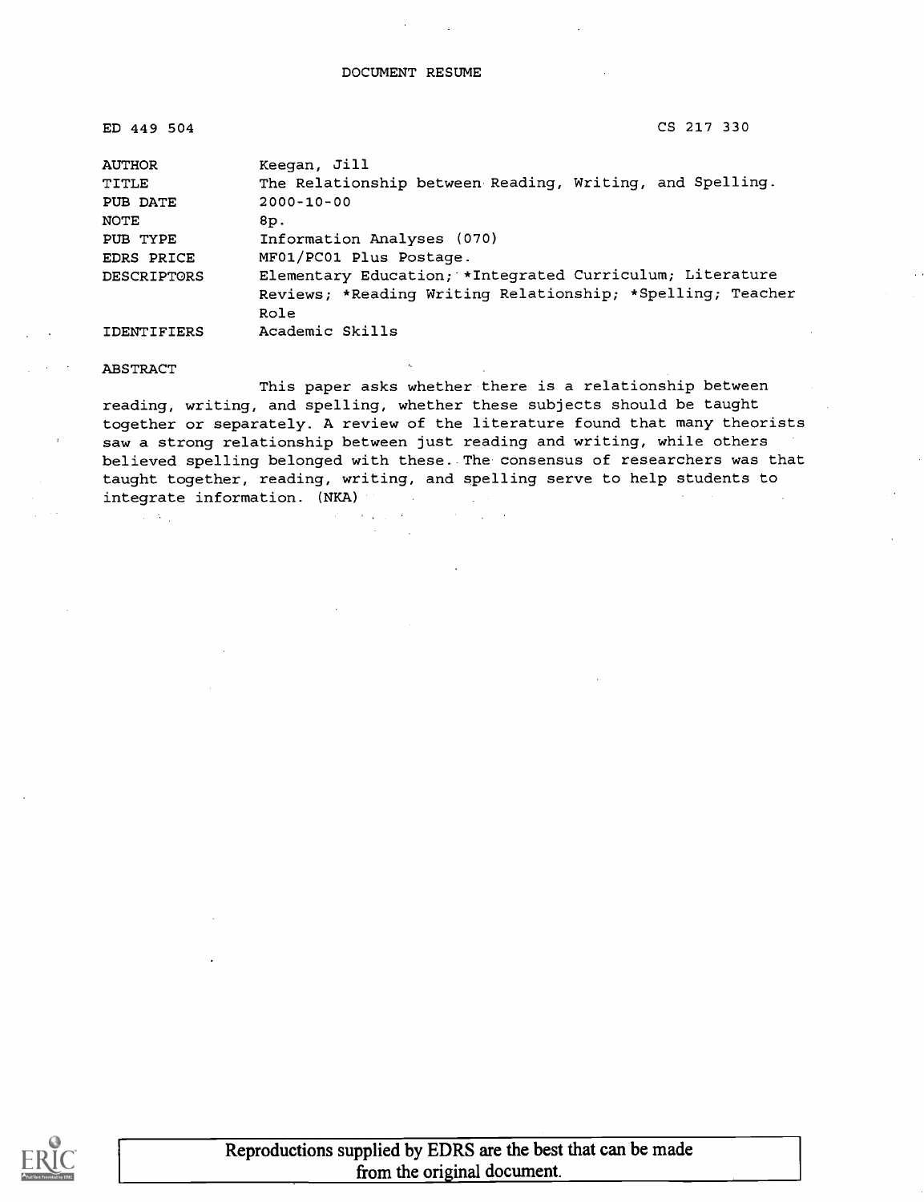DOCUMENT RESUME

| | |
|---|---|
| ED 449 504 | CS 217 330 |
| AUTHOR | Keegan, Jill |
| TITLE | The Relationship between Reading, Writing, and Spelling. |
| PUB DATE | 2000-10-00 |
| NOTE | 8p. |
| PUB TYPE | Information Analyses (070) |
| EDRS PRICE | MF01/PC01 Plus Postage. |
| DESCRIPTORS | Elementary Education; *Integrated Curriculum; Literature Reviews; *Reading Writing Relationship; *Spelling; Teacher Role |
| IDENTIFIERS | Academic Skills |

ABSTRACT

This paper asks whether there is a relationship between reading, writing, and spelling, whether these subjects should be taught together or separately. A review of the literature found that many theorists saw a strong relationship between just reading and writing, while others believed spelling belonged with these. The consensus of researchers was that taught together, reading, writing, and spelling serve to help students to integrate information. (NKA)

Reproductions supplied by EDRS are the best that can be made from the original document.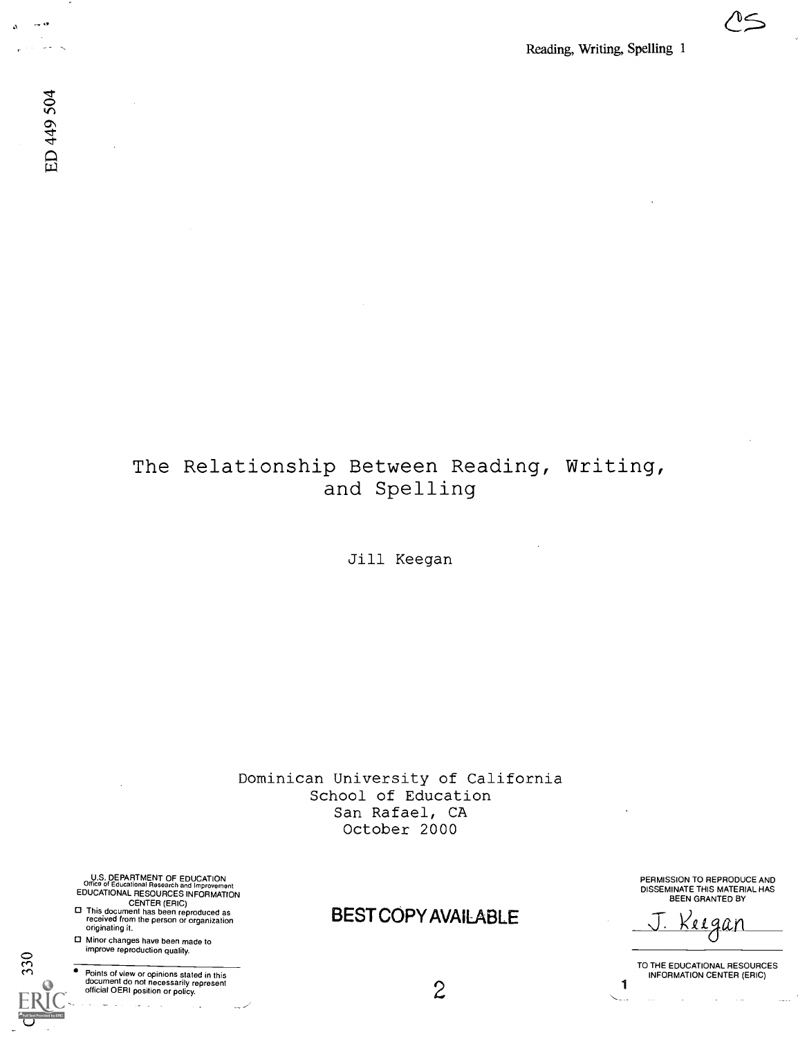ED 449 504

# The Relationship Between Reading, Writing, and Spelling

Jill Keegan

Dominican University of California
School of Education
San Rafael, CA
October 2000

U.S. DEPARTMENT OF EDUCATION
Office of Educational Research and Improvement
EDUCATIONAL RESOURCES INFORMATION CENTER (ERIC)

- This document has been reproduced as received from the person or organization originating it.
- Minor changes have been made to improve reproduction quality.

- Points of view or opinions stated in this document do not necessarily represent official OERI position or policy.

BEST COPY AVAILABLE

PERMISSION TO REPRODUCE AND DISSEMINATE THIS MATERIAL HAS BEEN GRANTED BY

J. Keegan

TO THE EDUCATIONAL RESOURCES INFORMATION CENTER (ERIC)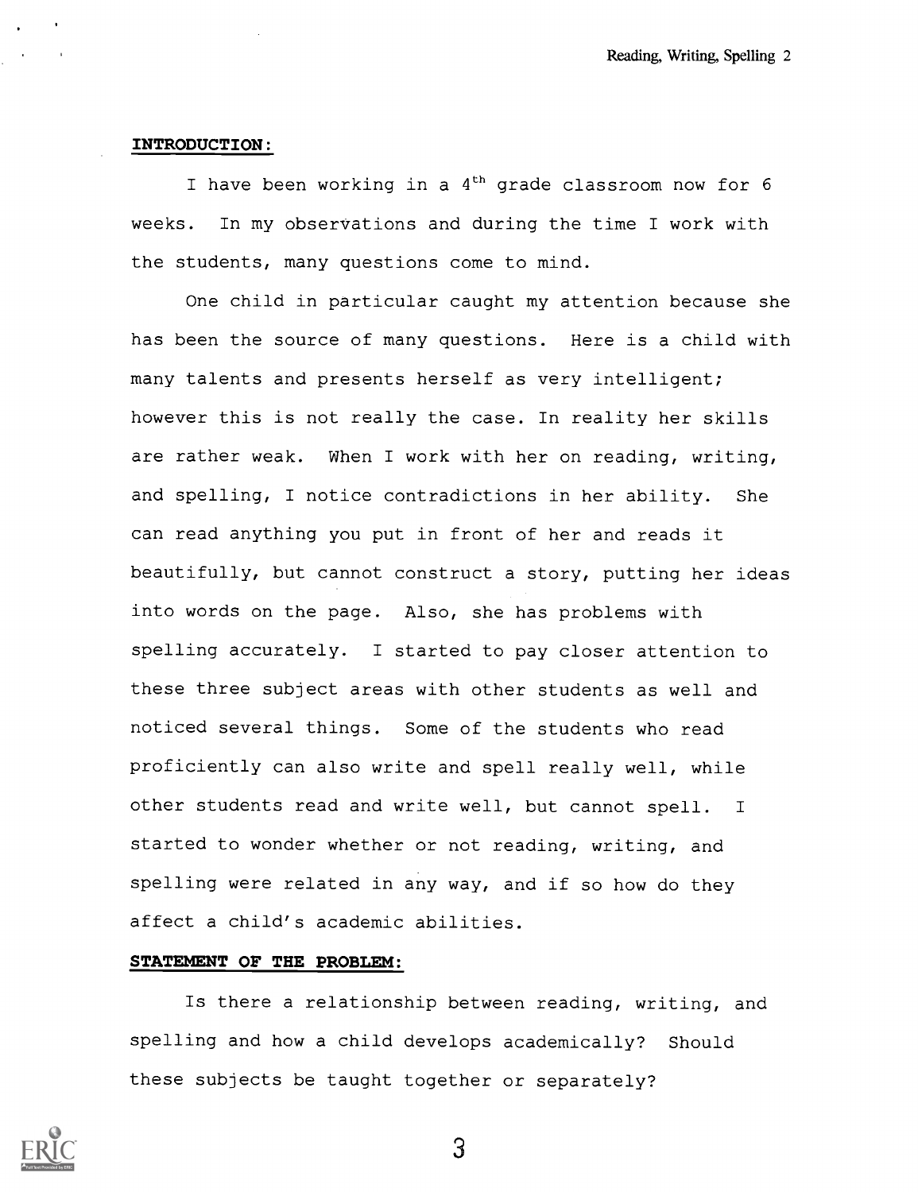**INTRODUCTION:**

I have been working in a 4th grade classroom now for 6 weeks. In my observations and during the time I work with the students, many questions come to mind.

One child in particular caught my attention because she has been the source of many questions. Here is a child with many talents and presents herself as very intelligent; however this is not really the case. In reality her skills are rather weak. When I work with her on reading, writing, and spelling, I notice contradictions in her ability. She can read anything you put in front of her and reads it beautifully, but cannot construct a story, putting her ideas into words on the page. Also, she has problems with spelling accurately. I started to pay closer attention to these three subject areas with other students as well and noticed several things. Some of the students who read proficiently can also write and spell really well, while other students read and write well, but cannot spell. I started to wonder whether or not reading, writing, and spelling were related in any way, and if so how do they affect a child's academic abilities.

**STATEMENT OF THE PROBLEM:**

Is there a relationship between reading, writing, and spelling and how a child develops academically? Should these subjects be taught together or separately?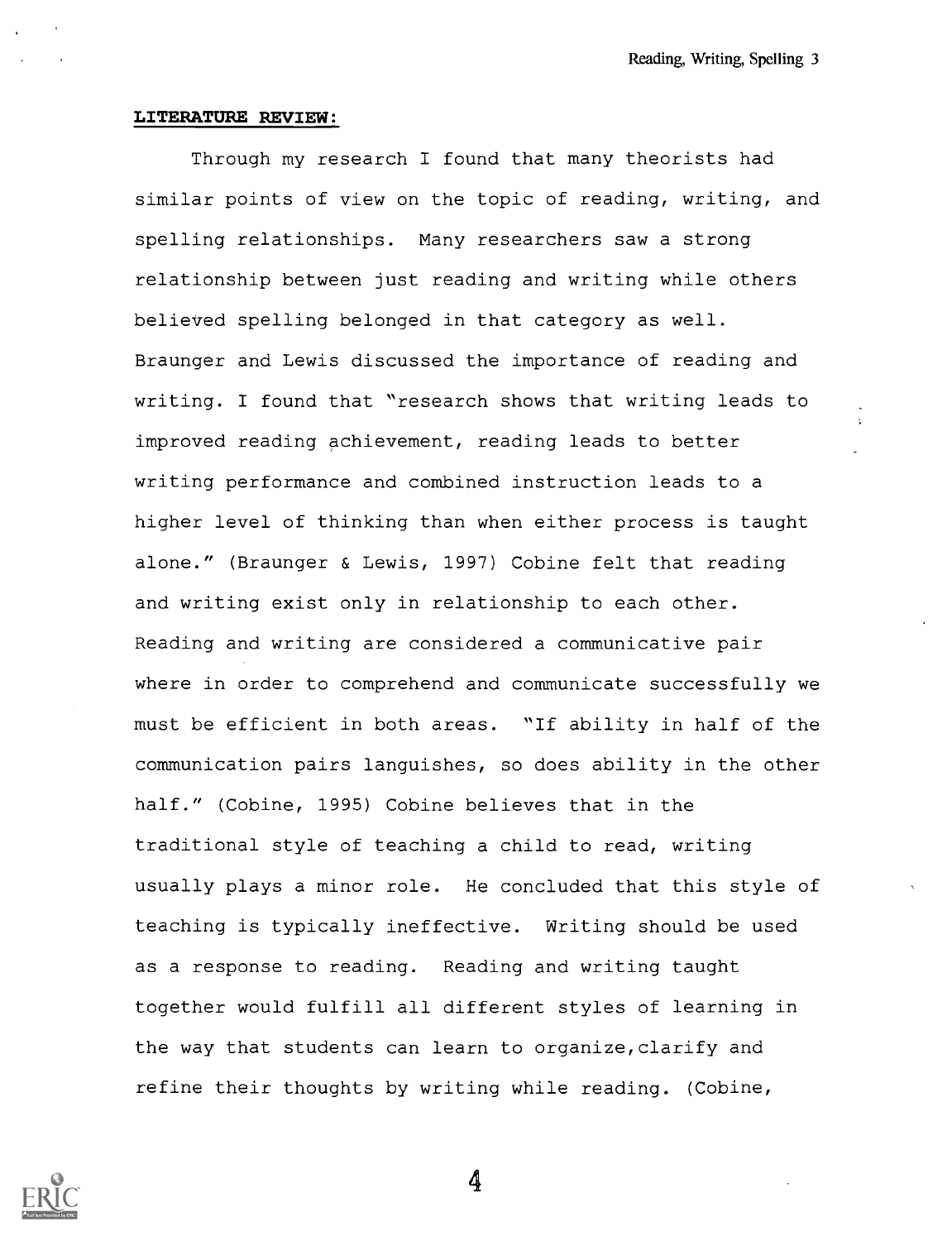**LITERATURE REVIEW:**

Through my research I found that many theorists had similar points of view on the topic of reading, writing, and spelling relationships. Many researchers saw a strong relationship between just reading and writing while others believed spelling belonged in that category as well. Braunger and Lewis discussed the importance of reading and writing. I found that "research shows that writing leads to improved reading achievement, reading leads to better writing performance and combined instruction leads to a higher level of thinking than when either process is taught alone." (Braunger & Lewis, 1997) Cobine felt that reading and writing exist only in relationship to each other. Reading and writing are considered a communicative pair where in order to comprehend and communicate successfully we must be efficient in both areas. "If ability in half of the communication pairs languishes, so does ability in the other half." (Cobine, 1995) Cobine believes that in the traditional style of teaching a child to read, writing usually plays a minor role. He concluded that this style of teaching is typically ineffective. Writing should be used as a response to reading. Reading and writing taught together would fulfill all different styles of learning in the way that students can learn to organize, clarify and refine their thoughts by writing while reading. (Cobine,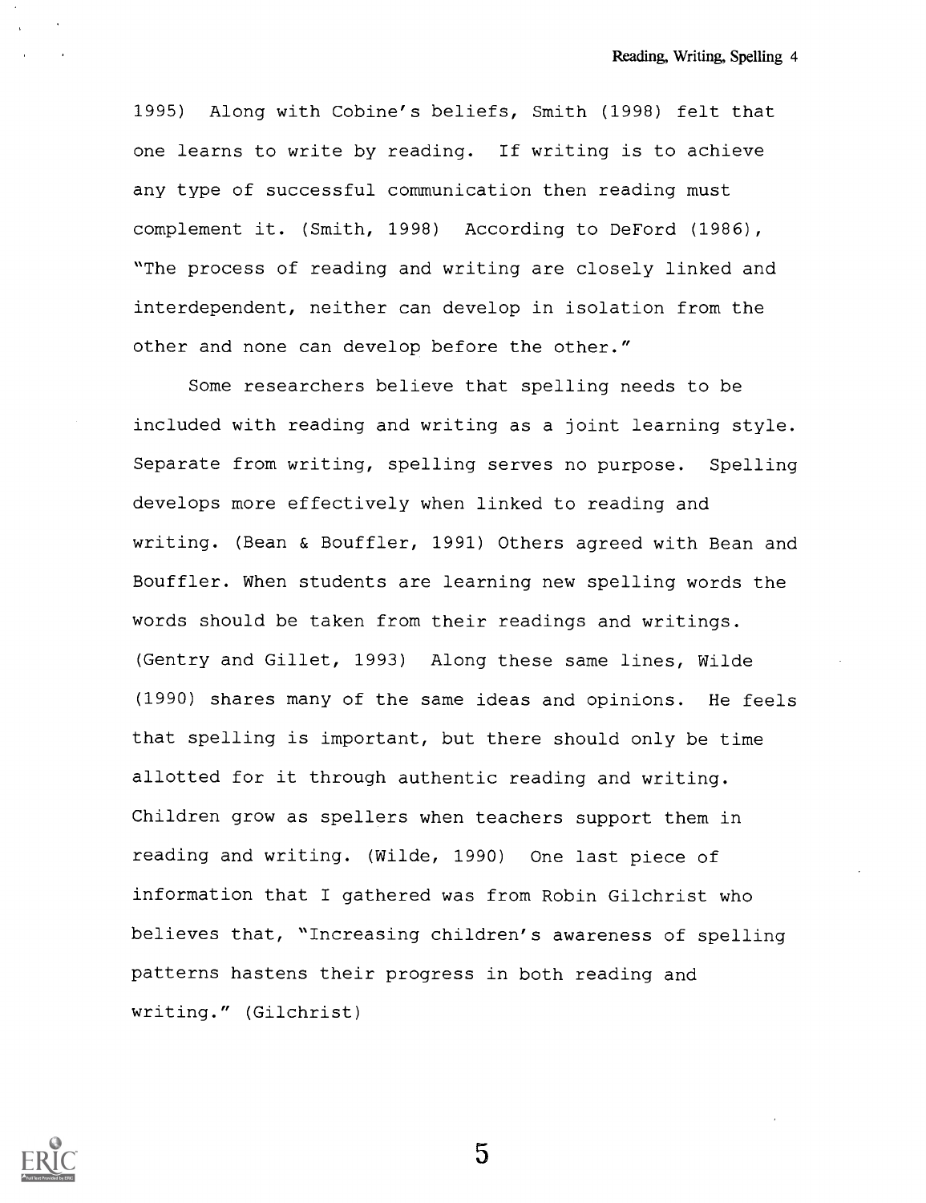1995) Along with Cobine's beliefs, Smith (1998) felt that one learns to write by reading. If writing is to achieve any type of successful communication then reading must complement it. (Smith, 1998) According to DeFord (1986), "The process of reading and writing are closely linked and interdependent, neither can develop in isolation from the other and none can develop before the other."

Some researchers believe that spelling needs to be included with reading and writing as a joint learning style. Separate from writing, spelling serves no purpose. Spelling develops more effectively when linked to reading and writing. (Bean & Bouffler, 1991) Others agreed with Bean and Bouffler. When students are learning new spelling words the words should be taken from their readings and writings. (Gentry and Gillet, 1993) Along these same lines, Wilde (1990) shares many of the same ideas and opinions. He feels that spelling is important, but there should only be time allotted for it through authentic reading and writing. Children grow as spellers when teachers support them in reading and writing. (Wilde, 1990) One last piece of information that I gathered was from Robin Gilchrist who believes that, "Increasing children's awareness of spelling patterns hastens their progress in both reading and writing." (Gilchrist)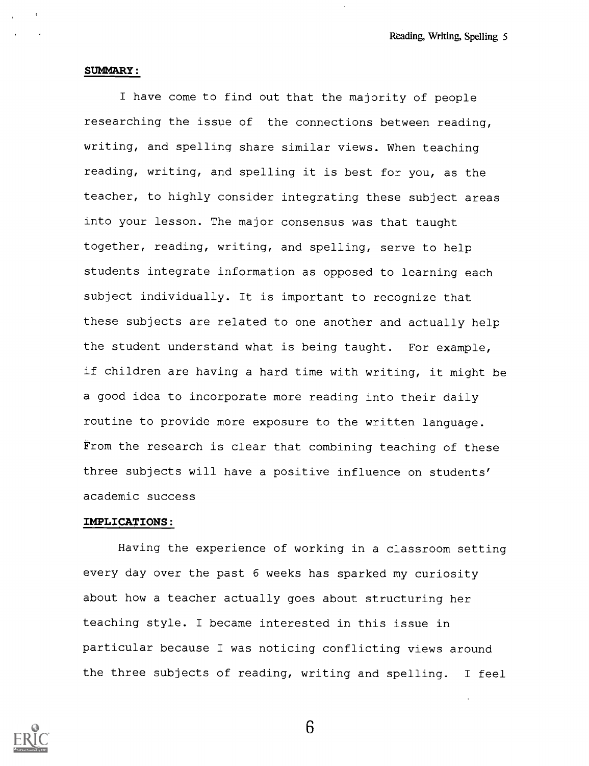**SUMMARY:**

I have come to find out that the majority of people researching the issue of the connections between reading, writing, and spelling share similar views. When teaching reading, writing, and spelling it is best for you, as the teacher, to highly consider integrating these subject areas into your lesson. The major consensus was that taught together, reading, writing, and spelling, serve to help students integrate information as opposed to learning each subject individually. It is important to recognize that these subjects are related to one another and actually help the student understand what is being taught. For example, if children are having a hard time with writing, it might be a good idea to incorporate more reading into their daily routine to provide more exposure to the written language. From the research is clear that combining teaching of these three subjects will have a positive influence on students' academic success

**IMPLICATIONS:**

Having the experience of working in a classroom setting every day over the past 6 weeks has sparked my curiosity about how a teacher actually goes about structuring her teaching style. I became interested in this issue in particular because I was noticing conflicting views around the three subjects of reading, writing and spelling. I feel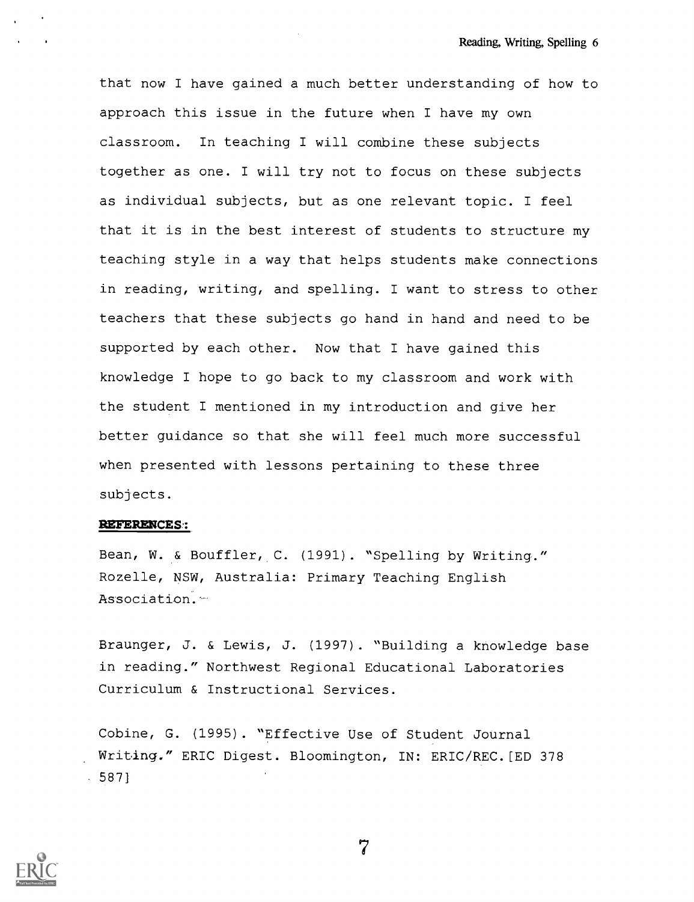that now I have gained a much better understanding of how to approach this issue in the future when I have my own classroom. In teaching I will combine these subjects together as one. I will try not to focus on these subjects as individual subjects, but as one relevant topic. I feel that it is in the best interest of students to structure my teaching style in a way that helps students make connections in reading, writing, and spelling. I want to stress to other teachers that these subjects go hand in hand and need to be supported by each other. Now that I have gained this knowledge I hope to go back to my classroom and work with the student I mentioned in my introduction and give her better guidance so that she will feel much more successful when presented with lessons pertaining to these three subjects.

**REFERENCES:**

Bean, W. & Bouffler, C. (1991). "Spelling by Writing." Rozelle, NSW, Australia: Primary Teaching English Association.

Braunger, J. & Lewis, J. (1997). "Building a knowledge base in reading." Northwest Regional Educational Laboratories Curriculum & Instructional Services.

Cobine, G. (1995). "Effective Use of Student Journal Writing." ERIC Digest. Bloomington, IN: ERIC/REC.[ED 378 587]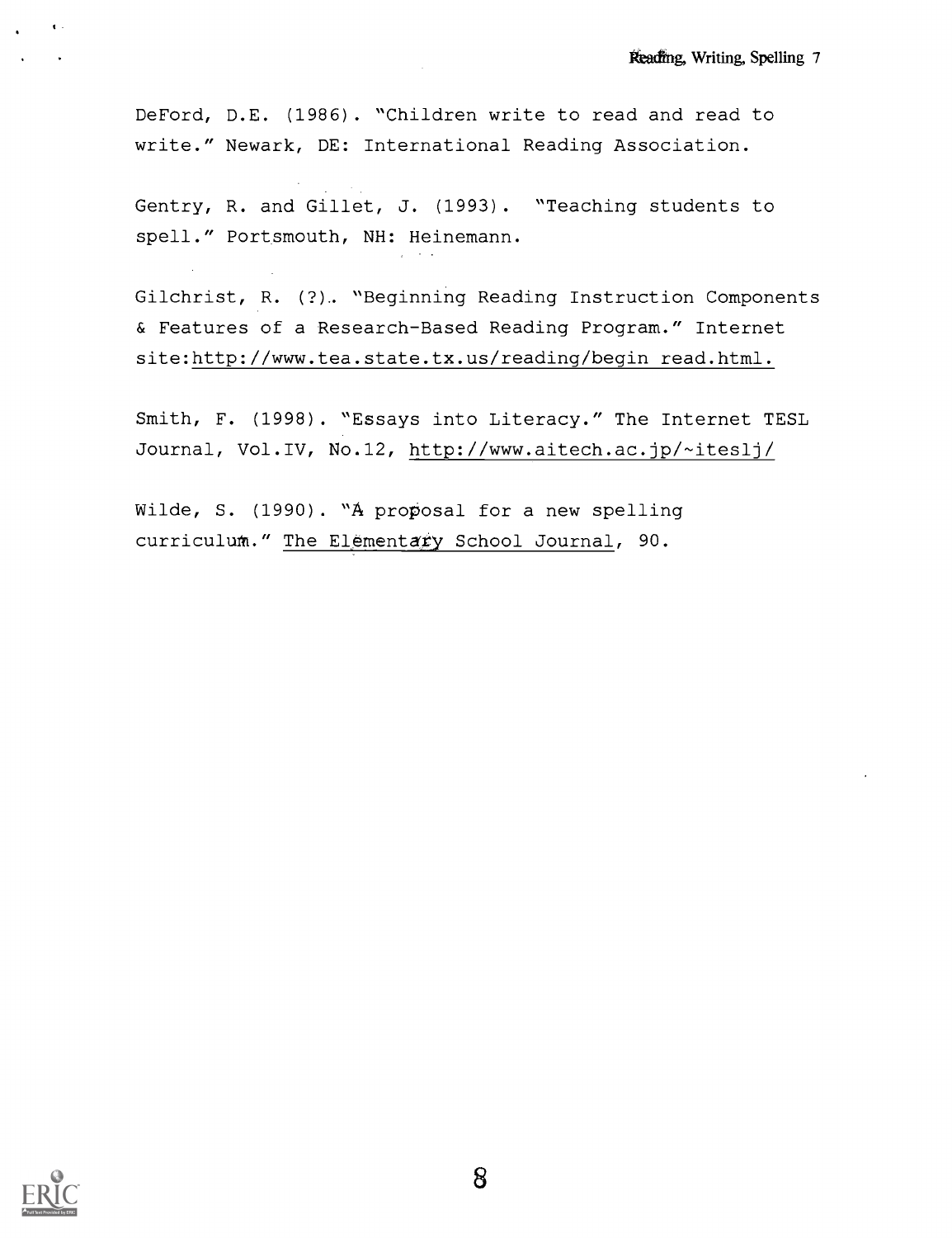DeFord, D.E. (1986). "Children write to read and read to write." Newark, DE: International Reading Association.

Gentry, R. and Gillet, J. (1993). "Teaching students to spell." Portsmouth, NH: Heinemann.

Gilchrist, R. (?). "Beginning Reading Instruction Components & Features of a Research-Based Reading Program." Internet site:http://www.tea.state.tx.us/reading/begin read.html.

Smith, F. (1998). "Essays into Literacy." The Internet TESL Journal, Vol.IV, No.12, http://www.aitech.ac.jp/~iteslj/

Wilde, S. (1990). "A proposal for a new spelling curriculum." The Elementary School Journal, 90.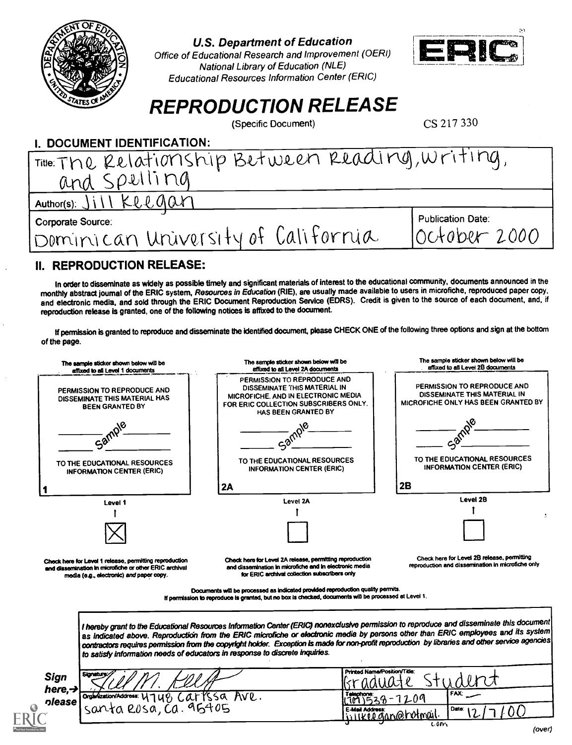**U.S. Department of Education**
*Office of Educational Research and Improvement (OERI)*
*National Library of Education (NLE)*
*Educational Resources Information Center (ERIC)*

# REPRODUCTION RELEASE

(Specific Document)

CS 217 330

## I. DOCUMENT IDENTIFICATION:

Title: The Relationship Between Reading, Writing, and Spelling

Author(s): Jill Keegan

Corporate Source: Dominican University of California

Publication Date: October 2000

## II. REPRODUCTION RELEASE:

In order to disseminate as widely as possible timely and significant materials of interest to the educational community, documents announced in the monthly abstract journal of the ERIC system, *Resources in Education* (RIE), are usually made available to users in microfiche, reproduced paper copy, and electronic media, and sold through the ERIC Document Reproduction Service (EDRS). Credit is given to the source of each document, and, if reproduction release is granted, one of the following notices is affixed to the document.

If permission is granted to reproduce and disseminate the identified document, please CHECK ONE of the following three options and sign at the bottom of the page.

| The sample sticker shown below will be affixed to all Level 1 documents | The sample sticker shown below will be affixed to all Level 2A documents | The sample sticker shown below will be affixed to all Level 2B documents |
|---|---|---|
| PERMISSION TO REPRODUCE AND DISSEMINATE THIS MATERIAL HAS BEEN GRANTED BY — sample — TO THE EDUCATIONAL RESOURCES INFORMATION CENTER (ERIC) | PERMISSION TO REPRODUCE AND DISSEMINATE THIS MATERIAL IN MICROFICHE, AND IN ELECTRONIC MEDIA FOR ERIC COLLECTION SUBSCRIBERS ONLY, HAS BEEN GRANTED BY — sample — TO THE EDUCATIONAL RESOURCES INFORMATION CENTER (ERIC) | PERMISSION TO REPRODUCE AND DISSEMINATE THIS MATERIAL IN MICROFICHE ONLY HAS BEEN GRANTED BY — sample — TO THE EDUCATIONAL RESOURCES INFORMATION CENTER (ERIC) |
| 1 | 2A | 2B |
| Level 1 | Level 2A | Level 2B |
| [X] | [ ] | [ ] |
| Check here for Level 1 release, permitting reproduction and dissemination in microfiche or other ERIC archival media (e.g., electronic) *and* paper copy. | Check here for Level 2A release, permitting reproduction and dissemination in microfiche and in electronic media for ERIC archival collection subscribers only | Check here for Level 2B release, permitting reproduction and dissemination in microfiche only |

Documents will be processed as indicated provided reproduction quality permits.
If permission to reproduce is granted, but no box is checked, documents will be processed at Level 1.

*I hereby grant to the Educational Resources Information Center (ERIC) nonexclusive permission to reproduce and disseminate this document as indicated above. Reproduction from the ERIC microfiche or electronic media by persons other than ERIC employees and its system contractors requires permission from the copyright holder. Exception is made for non-profit reproduction by libraries and other service agencies to satisfy information needs of educators in response to discrete inquiries.*

**Sign here, → please**

| Signature: Jill M. Keeg | Printed Name/Position/Title: Graduate Student | |
|---|---|---|
| Organization/Address: 4748 Carissa Ave. Santa Rosa, Ca. 95405 | Telephone: (707) 538-7209 | FAX: — |
| | E-Mail Address: jillkeegan@hotmail.com | Date: 12/7/00 |

(over)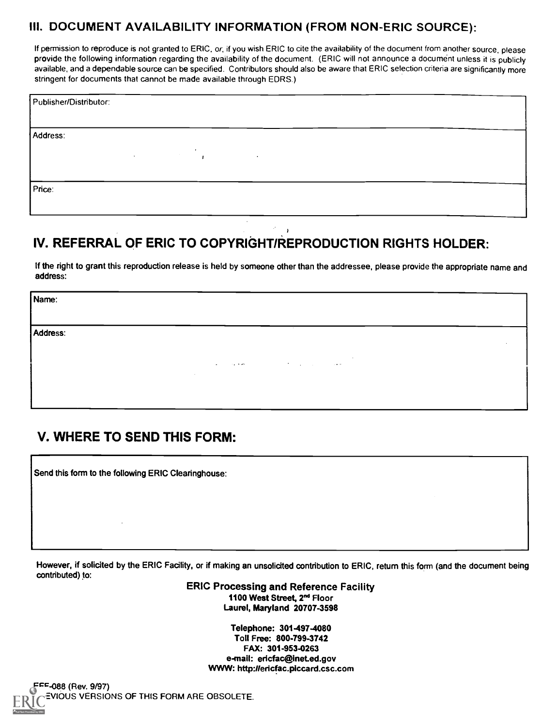## III. DOCUMENT AVAILABILITY INFORMATION (FROM NON-ERIC SOURCE):

If permission to reproduce is not granted to ERIC, or, if you wish ERIC to cite the availability of the document from another source, please provide the following information regarding the availability of the document. (ERIC will not announce a document unless it is publicly available, and a dependable source can be specified. Contributors should also be aware that ERIC selection criteria are significantly more stringent for documents that cannot be made available through EDRS.)

| |
|---|
| Publisher/Distributor: |
| Address: |
| Price: |

## IV. REFERRAL OF ERIC TO COPYRIGHT/REPRODUCTION RIGHTS HOLDER:

If the right to grant this reproduction release is held by someone other than the addressee, please provide the appropriate name and address:

| |
|---|
| Name: |
| Address: |

## V. WHERE TO SEND THIS FORM:

| |
|---|
| Send this form to the following ERIC Clearinghouse: |

However, if solicited by the ERIC Facility, or if making an unsolicited contribution to ERIC, return this form (and the document being contributed) to:

**ERIC Processing and Reference Facility**
**1100 West Street, 2nd Floor**
**Laurel, Maryland 20707-3598**

**Telephone: 301-497-4080**
**Toll Free: 800-799-3742**
**FAX: 301-953-0263**
**e-mail: ericfac@inet.ed.gov**
**WWW: http://ericfac.piccard.csc.com**

EFF-088 (Rev. 9/97)
PREVIOUS VERSIONS OF THIS FORM ARE OBSOLETE.